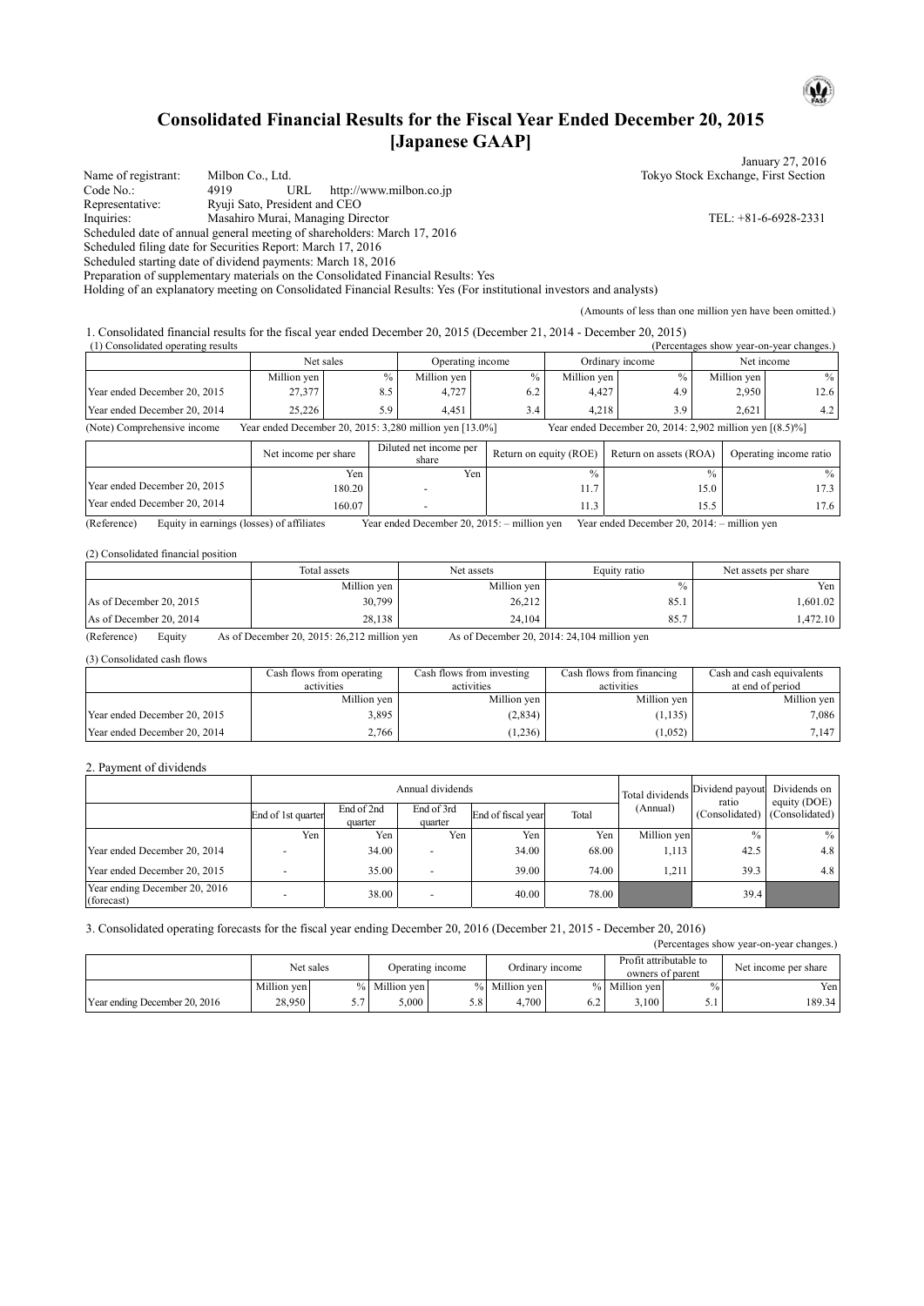# Consolidated Financial Results for the Fiscal Year Ended December 20, 2015 [Japanese GAAP]

January 27, 2016

Name of registrant: Milbon Co., Ltd. — Tokyo Stock Exchange, First Section
Code No.: 4919 URL http://www.milbon.co.jp
Representative: Ryuji Sato, President and CEO
Inquiries: Masahiro Murai, Managing Director — TEL: +81-6-6928-2331
Scheduled date of annual general meeting of shareholders: March 17, 2016
Scheduled filing date for Securities Report: March 17, 2016
Scheduled starting date of dividend payments: March 18, 2016
Preparation of supplementary materials on the Consolidated Financial Results: Yes
Holding of an explanatory meeting on Consolidated Financial Results: Yes (For institutional investors and analysts)

(Amounts of less than one million yen have been omitted.)

1. Consolidated financial results for the fiscal year ended December 20, 2015 (December 21, 2014 - December 20, 2015)

(1) Consolidated operating results (Percentages show year-on-year changes.)

| | Net sales | | Operating income | | Ordinary income | | Net income | |
|---|---|---|---|---|---|---|---|---|
| | Million yen | % | Million yen | % | Million yen | % | Million yen | % |
| Year ended December 20, 2015 | 27,377 | 8.5 | 4,727 | 6.2 | 4,427 | 4.9 | 2,950 | 12.6 |
| Year ended December 20, 2014 | 25,226 | 5.9 | 4,451 | 3.4 | 4,218 | 3.9 | 2,621 | 4.2 |

(Note) Comprehensive income Year ended December 20, 2015: 3,280 million yen [13.0%] Year ended December 20, 2014: 2,902 million yen [(8.5)%]

| | Net income per share | Diluted net income per share | Return on equity (ROE) | Return on assets (ROA) | Operating income ratio |
|---|---|---|---|---|---|
| | Yen | Yen | % | % | % |
| Year ended December 20, 2015 | 180.20 | - | 11.7 | 15.0 | 17.3 |
| Year ended December 20, 2014 | 160.07 | - | 11.3 | 15.5 | 17.6 |

(Reference) Equity in earnings (losses) of affiliates Year ended December 20, 2015: – million yen Year ended December 20, 2014: – million yen

(2) Consolidated financial position

| | Total assets | Net assets | Equity ratio | Net assets per share |
|---|---|---|---|---|
| | Million yen | Million yen | % | Yen |
| As of December 20, 2015 | 30,799 | 26,212 | 85.1 | 1,601.02 |
| As of December 20, 2014 | 28,138 | 24,104 | 85.7 | 1,472.10 |

(Reference) Equity As of December 20, 2015: 26,212 million yen As of December 20, 2014: 24,104 million yen

(3) Consolidated cash flows

| | Cash flows from operating activities | Cash flows from investing activities | Cash flows from financing activities | Cash and cash equivalents at end of period |
|---|---|---|---|---|
| | Million yen | Million yen | Million yen | Million yen |
| Year ended December 20, 2015 | 3,895 | (2,834) | (1,135) | 7,086 |
| Year ended December 20, 2014 | 2,766 | (1,236) | (1,052) | 7,147 |

2. Payment of dividends

| | Annual dividends | | | | | Total dividends (Annual) | Dividend payout ratio (Consolidated) | Dividends on equity (DOE) (Consolidated) |
|---|---|---|---|---|---|---|---|---|
| | End of 1st quarter | End of 2nd quarter | End of 3rd quarter | End of fiscal year | Total | | | |
| | Yen | Yen | Yen | Yen | Yen | Million yen | % | % |
| Year ended December 20, 2014 | - | 34.00 | - | 34.00 | 68.00 | 1,113 | 42.5 | 4.8 |
| Year ended December 20, 2015 | - | 35.00 | - | 39.00 | 74.00 | 1,211 | 39.3 | 4.8 |
| Year ending December 20, 2016 (forecast) | - | 38.00 | - | 40.00 | 78.00 | | 39.4 | |

3. Consolidated operating forecasts for the fiscal year ending December 20, 2016 (December 21, 2015 - December 20, 2016)

(Percentages show year-on-year changes.)

| | Net sales | | Operating income | | Ordinary income | | Profit attributable to owners of parent | | Net income per share |
|---|---|---|---|---|---|---|---|---|---|
| | Million yen | % | Million yen | % | Million yen | % | Million yen | % | Yen |
| Year ending December 20, 2016 | 28,950 | 5.7 | 5,000 | 5.8 | 4,700 | 6.2 | 3,100 | 5.1 | 189.34 |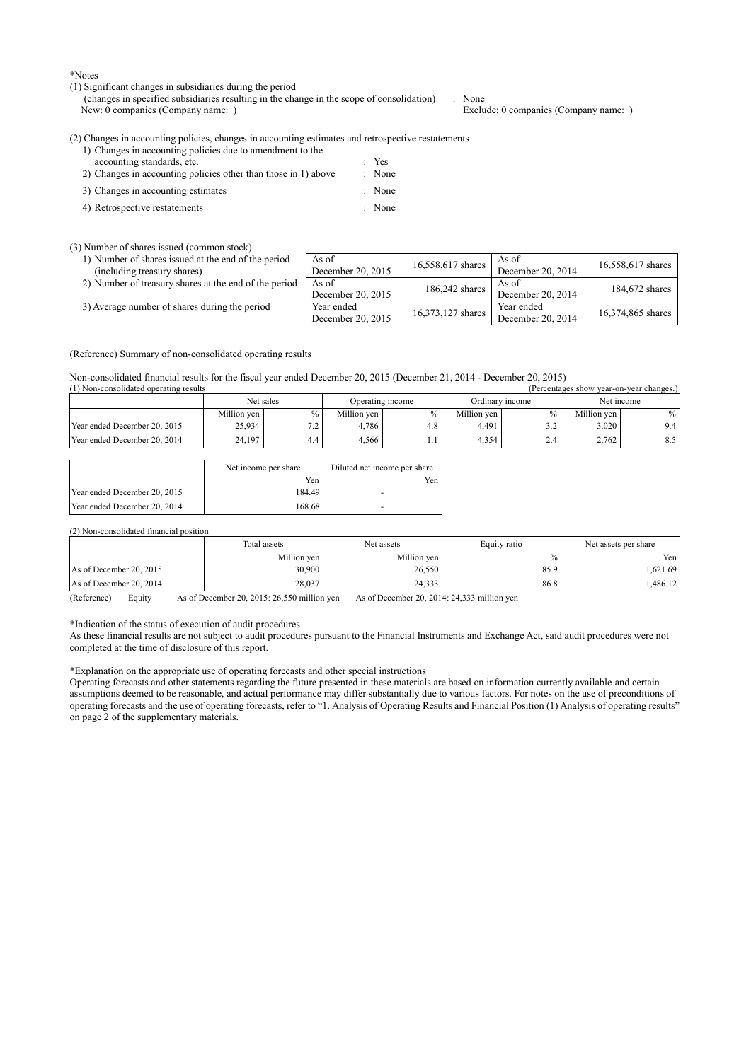*Notes

(1) Significant changes in subsidiaries during the period
(changes in specified subsidiaries resulting in the change in the scope of consolidation) : None
New: 0 companies (Company name: ) Exclude: 0 companies (Company name: )

(2) Changes in accounting policies, changes in accounting estimates and retrospective restatements

1) Changes in accounting policies due to amendment to the accounting standards, etc. : Yes
2) Changes in accounting policies other than those in 1) above : None
3) Changes in accounting estimates : None
4) Retrospective restatements : None

(3) Number of shares issued (common stock)

| | | | | |
|---|---|---|---|---|
| 1) Number of shares issued at the end of the period (including treasury shares) | As of December 20, 2015 | 16,558,617 shares | As of December 20, 2014 | 16,558,617 shares |
| 2) Number of treasury shares at the end of the period | As of December 20, 2015 | 186,242 shares | As of December 20, 2014 | 184,672 shares |
| 3) Average number of shares during the period | Year ended December 20, 2015 | 16,373,127 shares | Year ended December 20, 2014 | 16,374,865 shares |

(Reference) Summary of non-consolidated operating results

Non-consolidated financial results for the fiscal year ended December 20, 2015 (December 21, 2014 - December 20, 2015)

(1) Non-consolidated operating results (Percentages show year-on-year changes.)

| | Net sales | | Operating income | | Ordinary income | | Net income | |
|---|---|---|---|---|---|---|---|---|
| | Million yen | % | Million yen | % | Million yen | % | Million yen | % |
| Year ended December 20, 2015 | 25,934 | 7.2 | 4,786 | 4.8 | 4,491 | 3.2 | 3,020 | 9.4 |
| Year ended December 20, 2014 | 24,197 | 4.4 | 4,566 | 1.1 | 4,354 | 2.4 | 2,762 | 8.5 |

| | Net income per share | Diluted net income per share |
|---|---|---|
| | Yen | Yen |
| Year ended December 20, 2015 | 184.49 | - |
| Year ended December 20, 2014 | 168.68 | - |

(2) Non-consolidated financial position

| | Total assets | Net assets | Equity ratio | Net assets per share |
|---|---|---|---|---|
| | Million yen | Million yen | % | Yen |
| As of December 20, 2015 | 30,900 | 26,550 | 85.9 | 1,621.69 |
| As of December 20, 2014 | 28,037 | 24,333 | 86.8 | 1,486.12 |

(Reference) Equity As of December 20, 2015: 26,550 million yen As of December 20, 2014: 24,333 million yen

*Indication of the status of execution of audit procedures

As these financial results are not subject to audit procedures pursuant to the Financial Instruments and Exchange Act, said audit procedures were not completed at the time of disclosure of this report.

*Explanation on the appropriate use of operating forecasts and other special instructions

Operating forecasts and other statements regarding the future presented in these materials are based on information currently available and certain assumptions deemed to be reasonable, and actual performance may differ substantially due to various factors. For notes on the use of preconditions of operating forecasts and the use of operating forecasts, refer to "1. Analysis of Operating Results and Financial Position (1) Analysis of operating results" on page 2 of the supplementary materials.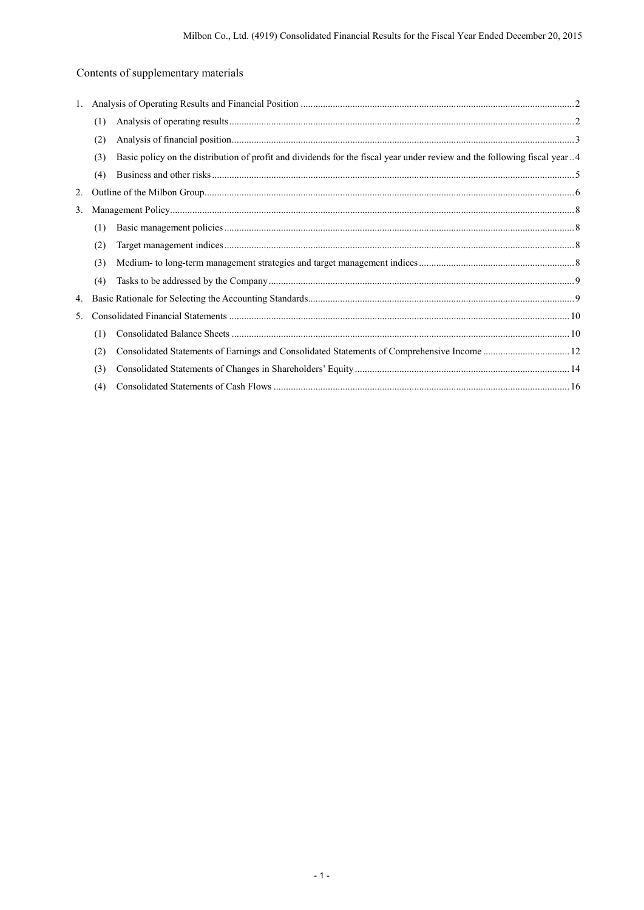## Contents of supplementary materials

1. Analysis of Operating Results and Financial Position ..... 2
   - (1) Analysis of operating results ..... 2
   - (2) Analysis of financial position ..... 3
   - (3) Basic policy on the distribution of profit and dividends for the fiscal year under review and the following fiscal year ..... 4
   - (4) Business and other risks ..... 5
2. Outline of the Milbon Group ..... 6
3. Management Policy ..... 8
   - (1) Basic management policies ..... 8
   - (2) Target management indices ..... 8
   - (3) Medium- to long-term management strategies and target management indices ..... 8
   - (4) Tasks to be addressed by the Company ..... 9
4. Basic Rationale for Selecting the Accounting Standards ..... 9
5. Consolidated Financial Statements ..... 10
   - (1) Consolidated Balance Sheets ..... 10
   - (2) Consolidated Statements of Earnings and Consolidated Statements of Comprehensive Income ..... 12
   - (3) Consolidated Statements of Changes in Shareholders' Equity ..... 14
   - (4) Consolidated Statements of Cash Flows ..... 16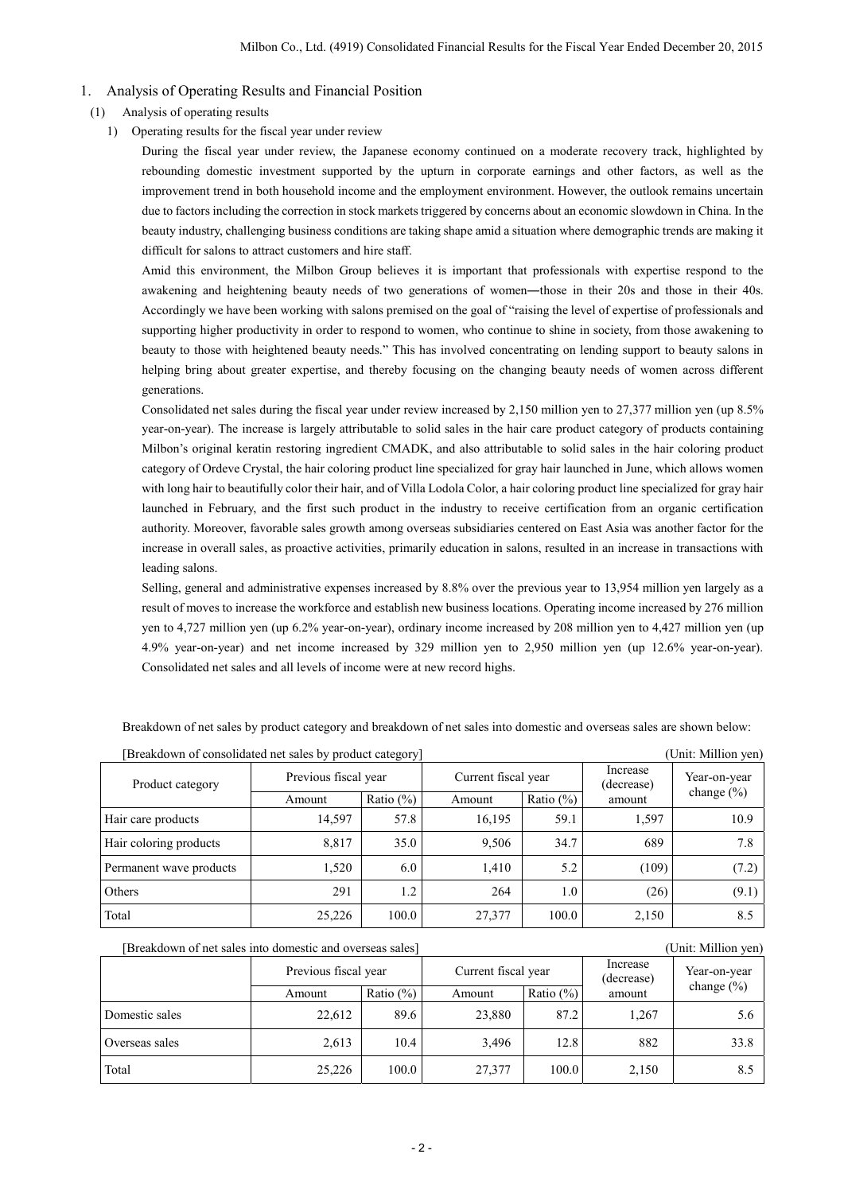## 1. Analysis of Operating Results and Financial Position

### (1) Analysis of operating results

#### 1) Operating results for the fiscal year under review

During the fiscal year under review, the Japanese economy continued on a moderate recovery track, highlighted by rebounding domestic investment supported by the upturn in corporate earnings and other factors, as well as the improvement trend in both household income and the employment environment. However, the outlook remains uncertain due to factors including the correction in stock markets triggered by concerns about an economic slowdown in China. In the beauty industry, challenging business conditions are taking shape amid a situation where demographic trends are making it difficult for salons to attract customers and hire staff.

Amid this environment, the Milbon Group believes it is important that professionals with expertise respond to the awakening and heightening beauty needs of two generations of women―those in their 20s and those in their 40s. Accordingly we have been working with salons premised on the goal of "raising the level of expertise of professionals and supporting higher productivity in order to respond to women, who continue to shine in society, from those awakening to beauty to those with heightened beauty needs." This has involved concentrating on lending support to beauty salons in helping bring about greater expertise, and thereby focusing on the changing beauty needs of women across different generations.

Consolidated net sales during the fiscal year under review increased by 2,150 million yen to 27,377 million yen (up 8.5% year-on-year). The increase is largely attributable to solid sales in the hair care product category of products containing Milbon's original keratin restoring ingredient CMADK, and also attributable to solid sales in the hair coloring product category of Ordeve Crystal, the hair coloring product line specialized for gray hair launched in June, which allows women with long hair to beautifully color their hair, and of Villa Lodola Color, a hair coloring product line specialized for gray hair launched in February, and the first such product in the industry to receive certification from an organic certification authority. Moreover, favorable sales growth among overseas subsidiaries centered on East Asia was another factor for the increase in overall sales, as proactive activities, primarily education in salons, resulted in an increase in transactions with leading salons.

Selling, general and administrative expenses increased by 8.8% over the previous year to 13,954 million yen largely as a result of moves to increase the workforce and establish new business locations. Operating income increased by 276 million yen to 4,727 million yen (up 6.2% year-on-year), ordinary income increased by 208 million yen to 4,427 million yen (up 4.9% year-on-year) and net income increased by 329 million yen to 2,950 million yen (up 12.6% year-on-year). Consolidated net sales and all levels of income were at new record highs.

Breakdown of net sales by product category and breakdown of net sales into domestic and overseas sales are shown below:

[Breakdown of consolidated net sales by product category] (Unit: Million yen)

| Product category | Previous fiscal year | | Current fiscal year | | Increase (decrease) amount | Year-on-year change (%) |
|---|---|---|---|---|---|---|
| | Amount | Ratio (%) | Amount | Ratio (%) | | |
| Hair care products | 14,597 | 57.8 | 16,195 | 59.1 | 1,597 | 10.9 |
| Hair coloring products | 8,817 | 35.0 | 9,506 | 34.7 | 689 | 7.8 |
| Permanent wave products | 1,520 | 6.0 | 1,410 | 5.2 | (109) | (7.2) |
| Others | 291 | 1.2 | 264 | 1.0 | (26) | (9.1) |
| Total | 25,226 | 100.0 | 27,377 | 100.0 | 2,150 | 8.5 |

[Breakdown of net sales into domestic and overseas sales] (Unit: Million yen)

| | Previous fiscal year | | Current fiscal year | | Increase (decrease) amount | Year-on-year change (%) |
|---|---|---|---|---|---|---|
| | Amount | Ratio (%) | Amount | Ratio (%) | | |
| Domestic sales | 22,612 | 89.6 | 23,880 | 87.2 | 1,267 | 5.6 |
| Overseas sales | 2,613 | 10.4 | 3,496 | 12.8 | 882 | 33.8 |
| Total | 25,226 | 100.0 | 27,377 | 100.0 | 2,150 | 8.5 |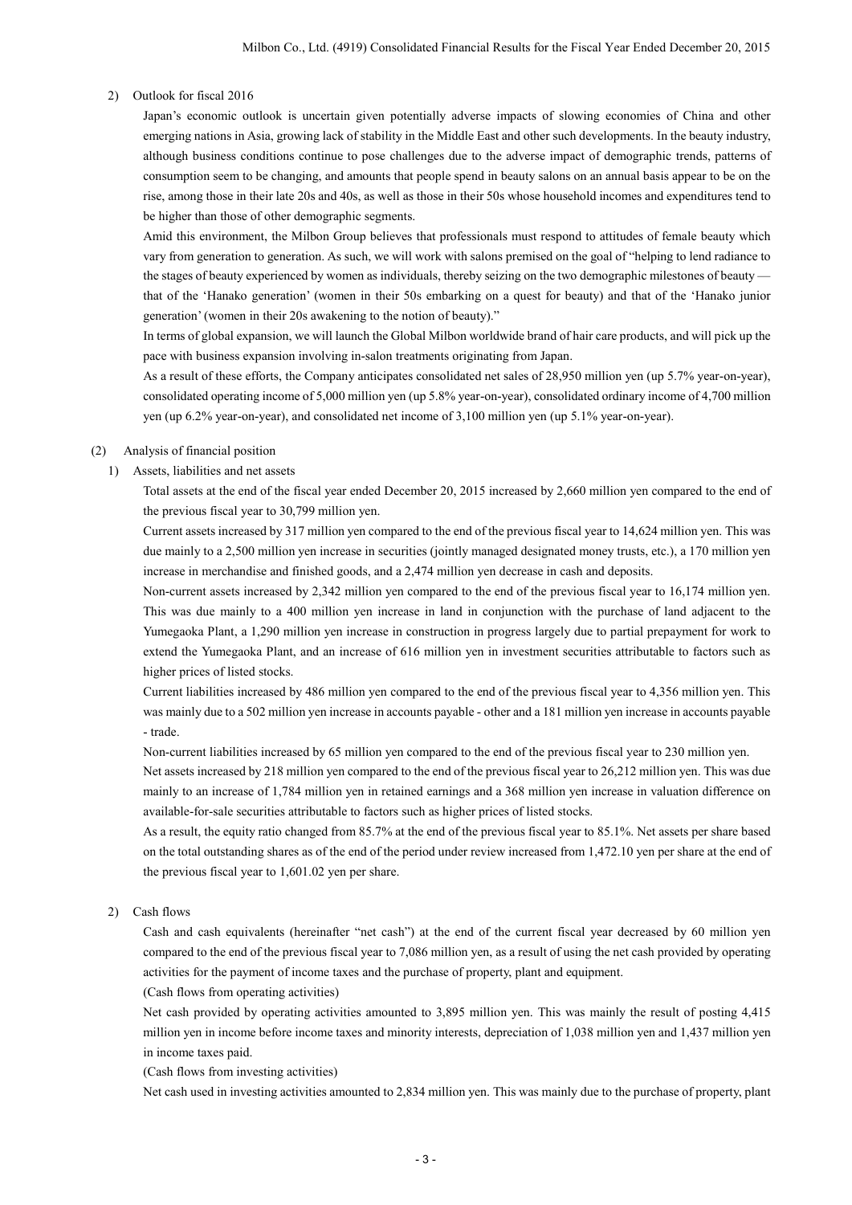2) Outlook for fiscal 2016

Japan's economic outlook is uncertain given potentially adverse impacts of slowing economies of China and other emerging nations in Asia, growing lack of stability in the Middle East and other such developments. In the beauty industry, although business conditions continue to pose challenges due to the adverse impact of demographic trends, patterns of consumption seem to be changing, and amounts that people spend in beauty salons on an annual basis appear to be on the rise, among those in their late 20s and 40s, as well as those in their 50s whose household incomes and expenditures tend to be higher than those of other demographic segments.

Amid this environment, the Milbon Group believes that professionals must respond to attitudes of female beauty which vary from generation to generation. As such, we will work with salons premised on the goal of "helping to lend radiance to the stages of beauty experienced by women as individuals, thereby seizing on the two demographic milestones of beauty — that of the 'Hanako generation' (women in their 50s embarking on a quest for beauty) and that of the 'Hanako junior generation' (women in their 20s awakening to the notion of beauty)."

In terms of global expansion, we will launch the Global Milbon worldwide brand of hair care products, and will pick up the pace with business expansion involving in-salon treatments originating from Japan.

As a result of these efforts, the Company anticipates consolidated net sales of 28,950 million yen (up 5.7% year-on-year), consolidated operating income of 5,000 million yen (up 5.8% year-on-year), consolidated ordinary income of 4,700 million yen (up 6.2% year-on-year), and consolidated net income of 3,100 million yen (up 5.1% year-on-year).

(2) Analysis of financial position

1) Assets, liabilities and net assets

Total assets at the end of the fiscal year ended December 20, 2015 increased by 2,660 million yen compared to the end of the previous fiscal year to 30,799 million yen.

Current assets increased by 317 million yen compared to the end of the previous fiscal year to 14,624 million yen. This was due mainly to a 2,500 million yen increase in securities (jointly managed designated money trusts, etc.), a 170 million yen increase in merchandise and finished goods, and a 2,474 million yen decrease in cash and deposits.

Non-current assets increased by 2,342 million yen compared to the end of the previous fiscal year to 16,174 million yen. This was due mainly to a 400 million yen increase in land in conjunction with the purchase of land adjacent to the Yumegaoka Plant, a 1,290 million yen increase in construction in progress largely due to partial prepayment for work to extend the Yumegaoka Plant, and an increase of 616 million yen in investment securities attributable to factors such as higher prices of listed stocks.

Current liabilities increased by 486 million yen compared to the end of the previous fiscal year to 4,356 million yen. This was mainly due to a 502 million yen increase in accounts payable - other and a 181 million yen increase in accounts payable - trade.

Non-current liabilities increased by 65 million yen compared to the end of the previous fiscal year to 230 million yen.

Net assets increased by 218 million yen compared to the end of the previous fiscal year to 26,212 million yen. This was due mainly to an increase of 1,784 million yen in retained earnings and a 368 million yen increase in valuation difference on available-for-sale securities attributable to factors such as higher prices of listed stocks.

As a result, the equity ratio changed from 85.7% at the end of the previous fiscal year to 85.1%. Net assets per share based on the total outstanding shares as of the end of the period under review increased from 1,472.10 yen per share at the end of the previous fiscal year to 1,601.02 yen per share.

2) Cash flows

Cash and cash equivalents (hereinafter "net cash") at the end of the current fiscal year decreased by 60 million yen compared to the end of the previous fiscal year to 7,086 million yen, as a result of using the net cash provided by operating activities for the payment of income taxes and the purchase of property, plant and equipment.

(Cash flows from operating activities)

Net cash provided by operating activities amounted to 3,895 million yen. This was mainly the result of posting 4,415 million yen in income before income taxes and minority interests, depreciation of 1,038 million yen and 1,437 million yen in income taxes paid.

(Cash flows from investing activities)

Net cash used in investing activities amounted to 2,834 million yen. This was mainly due to the purchase of property, plant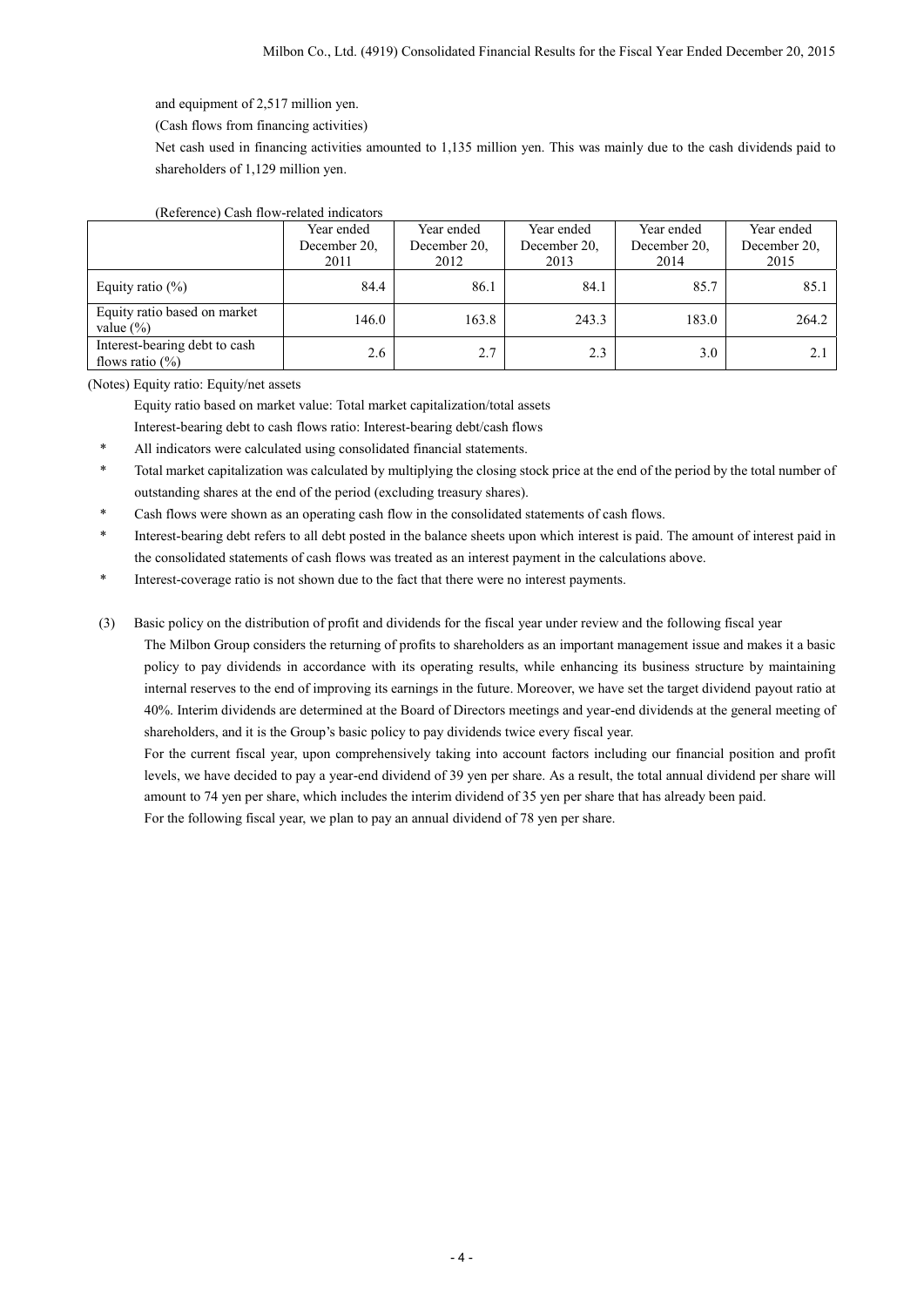and equipment of 2,517 million yen.

(Cash flows from financing activities)

Net cash used in financing activities amounted to 1,135 million yen. This was mainly due to the cash dividends paid to shareholders of 1,129 million yen.

(Reference) Cash flow-related indicators

| | Year ended December 20, 2011 | Year ended December 20, 2012 | Year ended December 20, 2013 | Year ended December 20, 2014 | Year ended December 20, 2015 |
|---|---|---|---|---|---|
| Equity ratio (%) | 84.4 | 86.1 | 84.1 | 85.7 | 85.1 |
| Equity ratio based on market value (%) | 146.0 | 163.8 | 243.3 | 183.0 | 264.2 |
| Interest-bearing debt to cash flows ratio (%) | 2.6 | 2.7 | 2.3 | 3.0 | 2.1 |

(Notes) Equity ratio: Equity/net assets

Equity ratio based on market value: Total market capitalization/total assets

Interest-bearing debt to cash flows ratio: Interest-bearing debt/cash flows

* All indicators were calculated using consolidated financial statements.
* Total market capitalization was calculated by multiplying the closing stock price at the end of the period by the total number of outstanding shares at the end of the period (excluding treasury shares).
* Cash flows were shown as an operating cash flow in the consolidated statements of cash flows.
* Interest-bearing debt refers to all debt posted in the balance sheets upon which interest is paid. The amount of interest paid in the consolidated statements of cash flows was treated as an interest payment in the calculations above.
* Interest-coverage ratio is not shown due to the fact that there were no interest payments.

(3) Basic policy on the distribution of profit and dividends for the fiscal year under review and the following fiscal year

The Milbon Group considers the returning of profits to shareholders as an important management issue and makes it a basic policy to pay dividends in accordance with its operating results, while enhancing its business structure by maintaining internal reserves to the end of improving its earnings in the future. Moreover, we have set the target dividend payout ratio at 40%. Interim dividends are determined at the Board of Directors meetings and year-end dividends at the general meeting of shareholders, and it is the Group's basic policy to pay dividends twice every fiscal year.

For the current fiscal year, upon comprehensively taking into account factors including our financial position and profit levels, we have decided to pay a year-end dividend of 39 yen per share. As a result, the total annual dividend per share will amount to 74 yen per share, which includes the interim dividend of 35 yen per share that has already been paid.

For the following fiscal year, we plan to pay an annual dividend of 78 yen per share.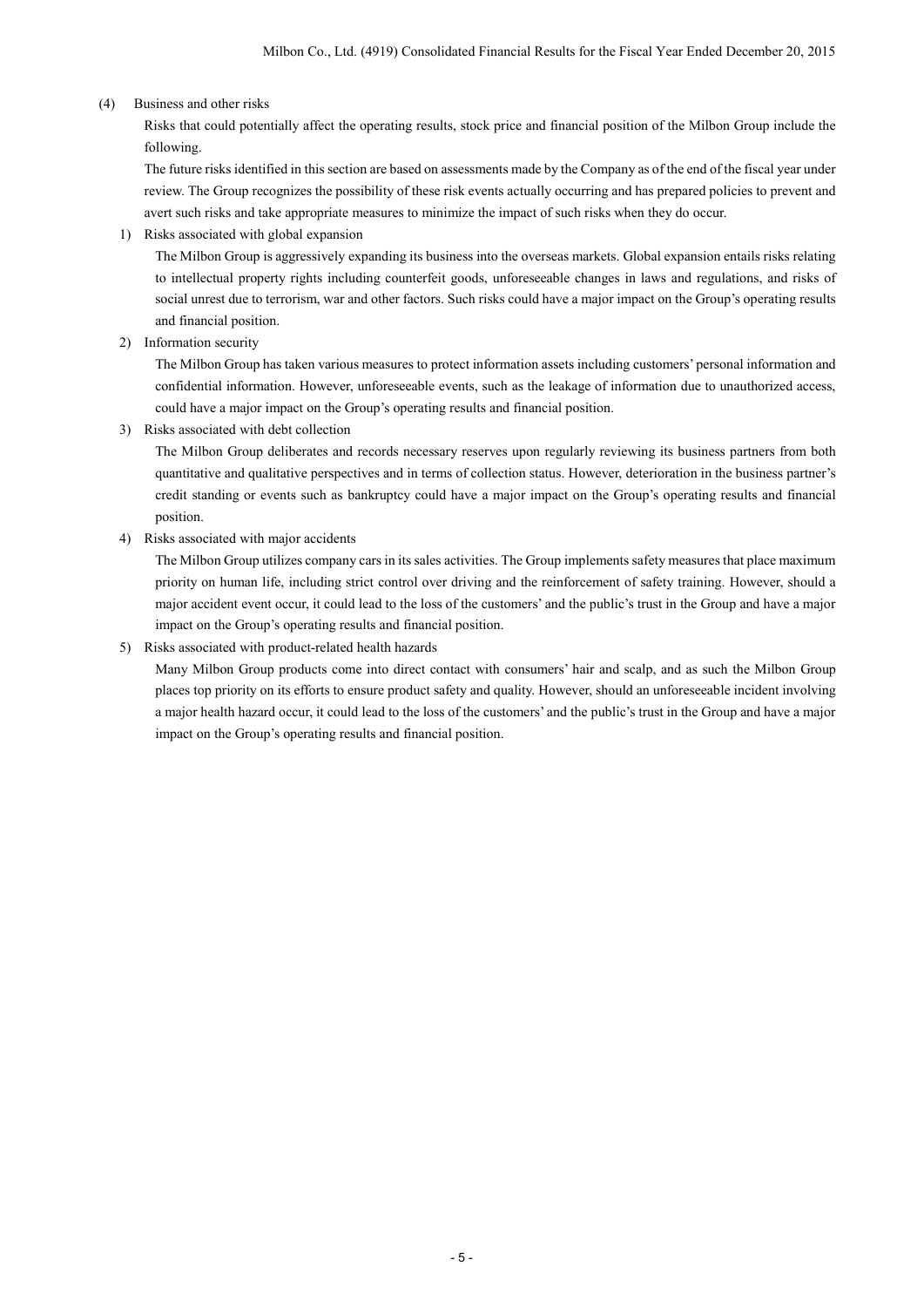### (4) Business and other risks

Risks that could potentially affect the operating results, stock price and financial position of the Milbon Group include the following.

The future risks identified in this section are based on assessments made by the Company as of the end of the fiscal year under review. The Group recognizes the possibility of these risk events actually occurring and has prepared policies to prevent and avert such risks and take appropriate measures to minimize the impact of such risks when they do occur.

1) Risks associated with global expansion

The Milbon Group is aggressively expanding its business into the overseas markets. Global expansion entails risks relating to intellectual property rights including counterfeit goods, unforeseeable changes in laws and regulations, and risks of social unrest due to terrorism, war and other factors. Such risks could have a major impact on the Group's operating results and financial position.

2) Information security

The Milbon Group has taken various measures to protect information assets including customers' personal information and confidential information. However, unforeseeable events, such as the leakage of information due to unauthorized access, could have a major impact on the Group's operating results and financial position.

3) Risks associated with debt collection

The Milbon Group deliberates and records necessary reserves upon regularly reviewing its business partners from both quantitative and qualitative perspectives and in terms of collection status. However, deterioration in the business partner's credit standing or events such as bankruptcy could have a major impact on the Group's operating results and financial position.

4) Risks associated with major accidents

The Milbon Group utilizes company cars in its sales activities. The Group implements safety measures that place maximum priority on human life, including strict control over driving and the reinforcement of safety training. However, should a major accident event occur, it could lead to the loss of the customers' and the public's trust in the Group and have a major impact on the Group's operating results and financial position.

5) Risks associated with product-related health hazards

Many Milbon Group products come into direct contact with consumers' hair and scalp, and as such the Milbon Group places top priority on its efforts to ensure product safety and quality. However, should an unforeseeable incident involving a major health hazard occur, it could lead to the loss of the customers' and the public's trust in the Group and have a major impact on the Group's operating results and financial position.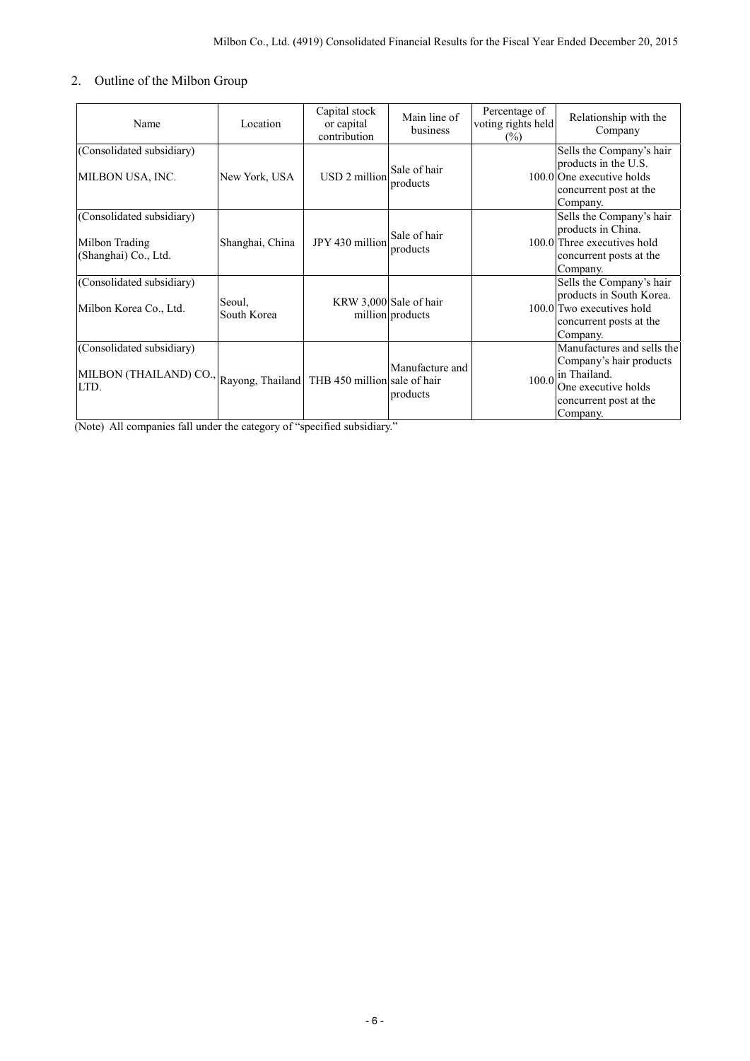## 2. Outline of the Milbon Group

| Name | Location | Capital stock or capital contribution | Main line of business | Percentage of voting rights held (%) | Relationship with the Company |
|---|---|---|---|---|---|
| (Consolidated subsidiary) MILBON USA, INC. | New York, USA | USD 2 million | Sale of hair products | 100.0 | Sells the Company's hair products in the U.S. One executive holds concurrent post at the Company. |
| (Consolidated subsidiary) Milbon Trading (Shanghai) Co., Ltd. | Shanghai, China | JPY 430 million | Sale of hair products | 100.0 | Sells the Company's hair products in China. Three executives hold concurrent posts at the Company. |
| (Consolidated subsidiary) Milbon Korea Co., Ltd. | Seoul, South Korea | KRW 3,000 million | Sale of hair products | 100.0 | Sells the Company's hair products in South Korea. Two executives hold concurrent posts at the Company. |
| (Consolidated subsidiary) MILBON (THAILAND) CO., LTD. | Rayong, Thailand | THB 450 million | Manufacture and sale of hair products | 100.0 | Manufactures and sells the Company's hair products in Thailand. One executive holds concurrent post at the Company. |

(Note) All companies fall under the category of "specified subsidiary."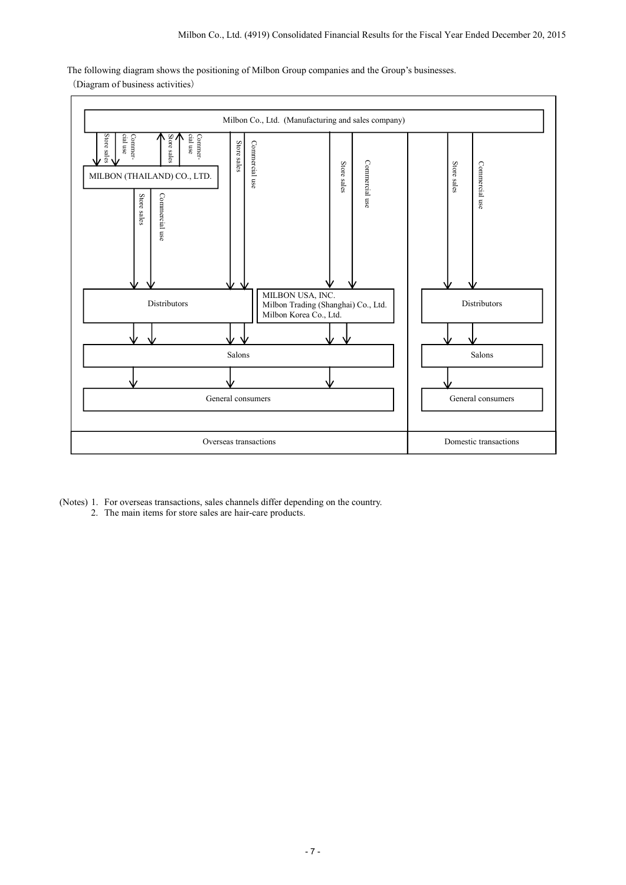The following diagram shows the positioning of Milbon Group companies and the Group's businesses.

(Diagram of business activities)

Milbon Co., Ltd. (Manufacturing and sales company)

Store sales | Commercial use | Store sales | Commercial use

MILBON (THAILAND) CO., LTD.

Store sales | Commercial use

Distributors

MILBON USA, INC.
Milbon Trading (Shanghai) Co., Ltd.
Milbon Korea Co., Ltd.

Salons

General consumers

Overseas transactions

Store sales | Commercial use

Distributors

Salons

General consumers

Domestic transactions

(Notes) 1. For overseas transactions, sales channels differ depending on the country.
2. The main items for store sales are hair-care products.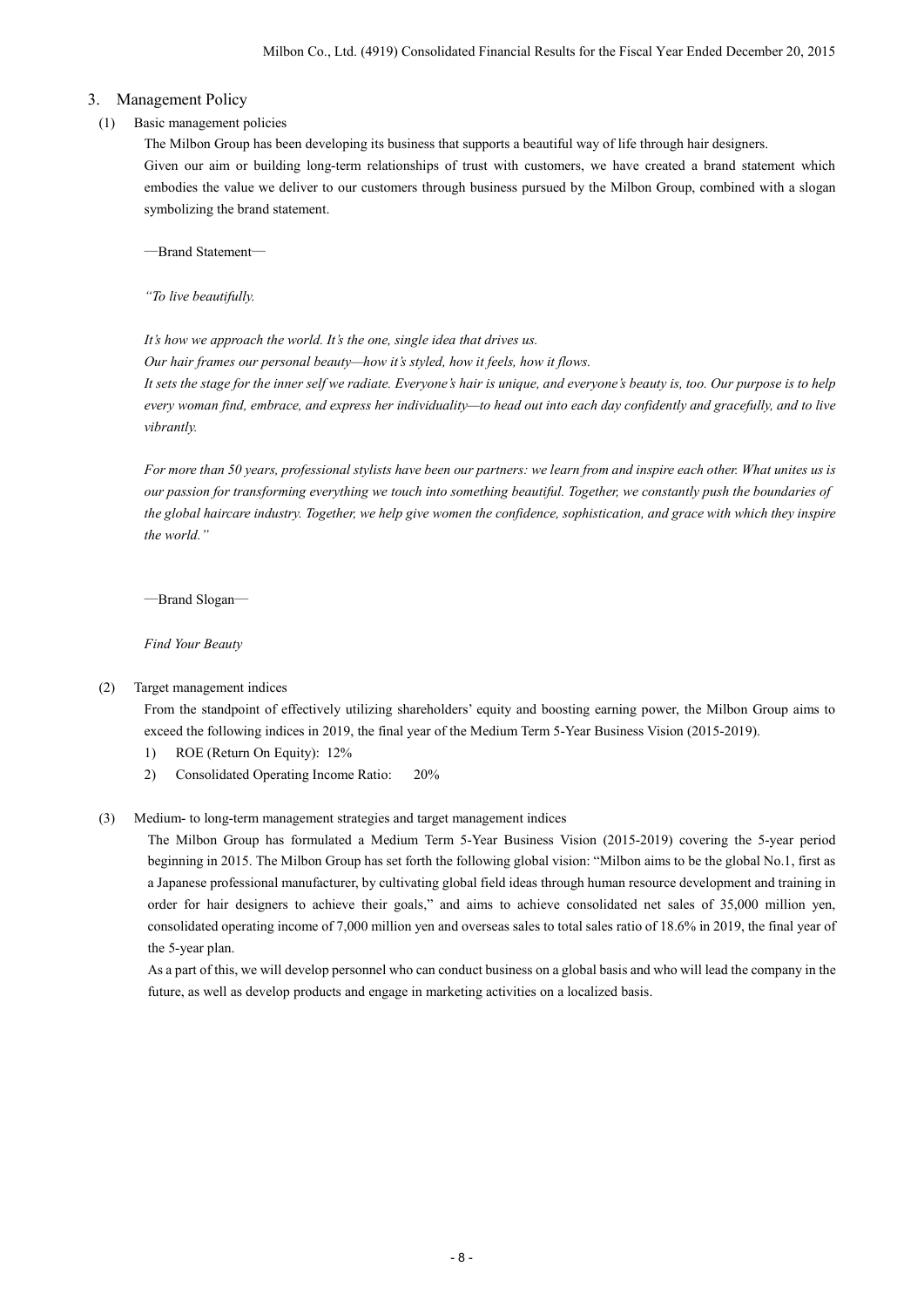## 3. Management Policy

### (1) Basic management policies

The Milbon Group has been developing its business that supports a beautiful way of life through hair designers.

Given our aim or building long-term relationships of trust with customers, we have created a brand statement which embodies the value we deliver to our customers through business pursued by the Milbon Group, combined with a slogan symbolizing the brand statement.

—Brand Statement—

*"To live beautifully.*

*It's how we approach the world. It's the one, single idea that drives us.*

*Our hair frames our personal beauty—how it's styled, how it feels, how it flows.*

*It sets the stage for the inner self we radiate. Everyone's hair is unique, and everyone's beauty is, too. Our purpose is to help every woman find, embrace, and express her individuality—to head out into each day confidently and gracefully, and to live vibrantly.*

*For more than 50 years, professional stylists have been our partners: we learn from and inspire each other. What unites us is our passion for transforming everything we touch into something beautiful. Together, we constantly push the boundaries of the global haircare industry. Together, we help give women the confidence, sophistication, and grace with which they inspire the world."*

—Brand Slogan—

*Find Your Beauty*

### (2) Target management indices

From the standpoint of effectively utilizing shareholders' equity and boosting earning power, the Milbon Group aims to exceed the following indices in 2019, the final year of the Medium Term 5-Year Business Vision (2015-2019).

1) ROE (Return On Equity): 12%
2) Consolidated Operating Income Ratio: 20%

### (3) Medium- to long-term management strategies and target management indices

The Milbon Group has formulated a Medium Term 5-Year Business Vision (2015-2019) covering the 5-year period beginning in 2015. The Milbon Group has set forth the following global vision: "Milbon aims to be the global No.1, first as a Japanese professional manufacturer, by cultivating global field ideas through human resource development and training in order for hair designers to achieve their goals," and aims to achieve consolidated net sales of 35,000 million yen, consolidated operating income of 7,000 million yen and overseas sales to total sales ratio of 18.6% in 2019, the final year of the 5-year plan.

As a part of this, we will develop personnel who can conduct business on a global basis and who will lead the company in the future, as well as develop products and engage in marketing activities on a localized basis.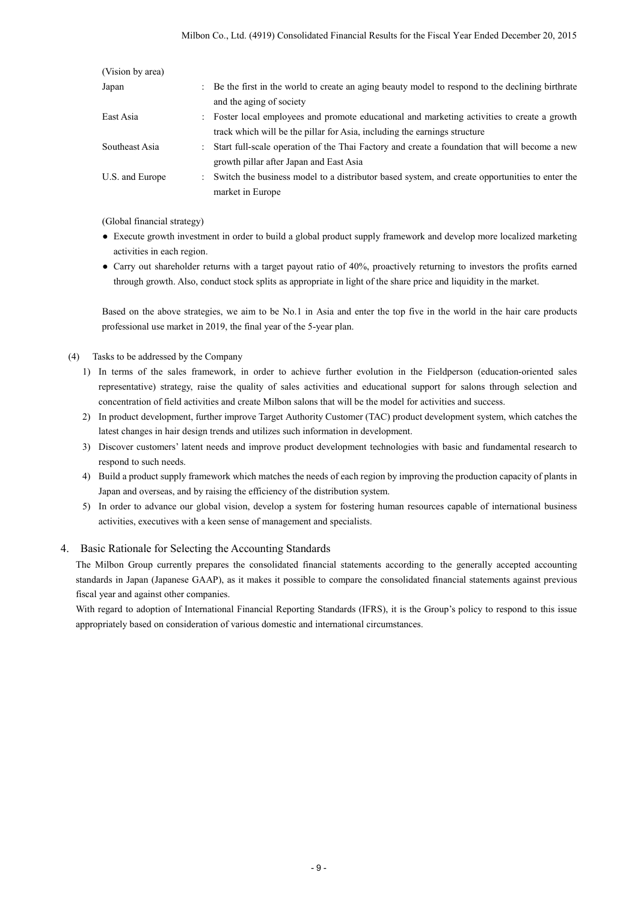(Vision by area)

| | | |
|---|---|---|
| Japan | : | Be the first in the world to create an aging beauty model to respond to the declining birthrate and the aging of society |
| East Asia | : | Foster local employees and promote educational and marketing activities to create a growth track which will be the pillar for Asia, including the earnings structure |
| Southeast Asia | : | Start full-scale operation of the Thai Factory and create a foundation that will become a new growth pillar after Japan and East Asia |
| U.S. and Europe | : | Switch the business model to a distributor based system, and create opportunities to enter the market in Europe |

(Global financial strategy)

- Execute growth investment in order to build a global product supply framework and develop more localized marketing activities in each region.
- Carry out shareholder returns with a target payout ratio of 40%, proactively returning to investors the profits earned through growth. Also, conduct stock splits as appropriate in light of the share price and liquidity in the market.

Based on the above strategies, we aim to be No.1 in Asia and enter the top five in the world in the hair care products professional use market in 2019, the final year of the 5-year plan.

(4) Tasks to be addressed by the Company

1) In terms of the sales framework, in order to achieve further evolution in the Fieldperson (education-oriented sales representative) strategy, raise the quality of sales activities and educational support for salons through selection and concentration of field activities and create Milbon salons that will be the model for activities and success.
2) In product development, further improve Target Authority Customer (TAC) product development system, which catches the latest changes in hair design trends and utilizes such information in development.
3) Discover customers' latent needs and improve product development technologies with basic and fundamental research to respond to such needs.
4) Build a product supply framework which matches the needs of each region by improving the production capacity of plants in Japan and overseas, and by raising the efficiency of the distribution system.
5) In order to advance our global vision, develop a system for fostering human resources capable of international business activities, executives with a keen sense of management and specialists.

## 4. Basic Rationale for Selecting the Accounting Standards

The Milbon Group currently prepares the consolidated financial statements according to the generally accepted accounting standards in Japan (Japanese GAAP), as it makes it possible to compare the consolidated financial statements against previous fiscal year and against other companies.

With regard to adoption of International Financial Reporting Standards (IFRS), it is the Group's policy to respond to this issue appropriately based on consideration of various domestic and international circumstances.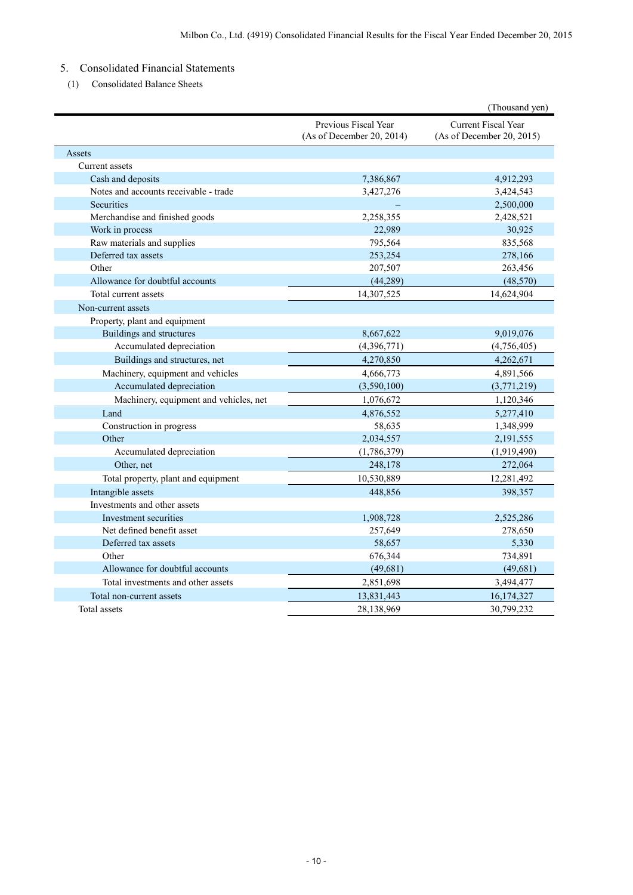## 5. Consolidated Financial Statements

### (1) Consolidated Balance Sheets

(Thousand yen)

| | Previous Fiscal Year (As of December 20, 2014) | Current Fiscal Year (As of December 20, 2015) |
|---|---|---|
| Assets | | |
| Current assets | | |
| Cash and deposits | 7,386,867 | 4,912,293 |
| Notes and accounts receivable - trade | 3,427,276 | 3,424,543 |
| Securities | – | 2,500,000 |
| Merchandise and finished goods | 2,258,355 | 2,428,521 |
| Work in process | 22,989 | 30,925 |
| Raw materials and supplies | 795,564 | 835,568 |
| Deferred tax assets | 253,254 | 278,166 |
| Other | 207,507 | 263,456 |
| Allowance for doubtful accounts | (44,289) | (48,570) |
| Total current assets | 14,307,525 | 14,624,904 |
| Non-current assets | | |
| Property, plant and equipment | | |
| Buildings and structures | 8,667,622 | 9,019,076 |
| Accumulated depreciation | (4,396,771) | (4,756,405) |
| Buildings and structures, net | 4,270,850 | 4,262,671 |
| Machinery, equipment and vehicles | 4,666,773 | 4,891,566 |
| Accumulated depreciation | (3,590,100) | (3,771,219) |
| Machinery, equipment and vehicles, net | 1,076,672 | 1,120,346 |
| Land | 4,876,552 | 5,277,410 |
| Construction in progress | 58,635 | 1,348,999 |
| Other | 2,034,557 | 2,191,555 |
| Accumulated depreciation | (1,786,379) | (1,919,490) |
| Other, net | 248,178 | 272,064 |
| Total property, plant and equipment | 10,530,889 | 12,281,492 |
| Intangible assets | 448,856 | 398,357 |
| Investments and other assets | | |
| Investment securities | 1,908,728 | 2,525,286 |
| Net defined benefit asset | 257,649 | 278,650 |
| Deferred tax assets | 58,657 | 5,330 |
| Other | 676,344 | 734,891 |
| Allowance for doubtful accounts | (49,681) | (49,681) |
| Total investments and other assets | 2,851,698 | 3,494,477 |
| Total non-current assets | 13,831,443 | 16,174,327 |
| Total assets | 28,138,969 | 30,799,232 |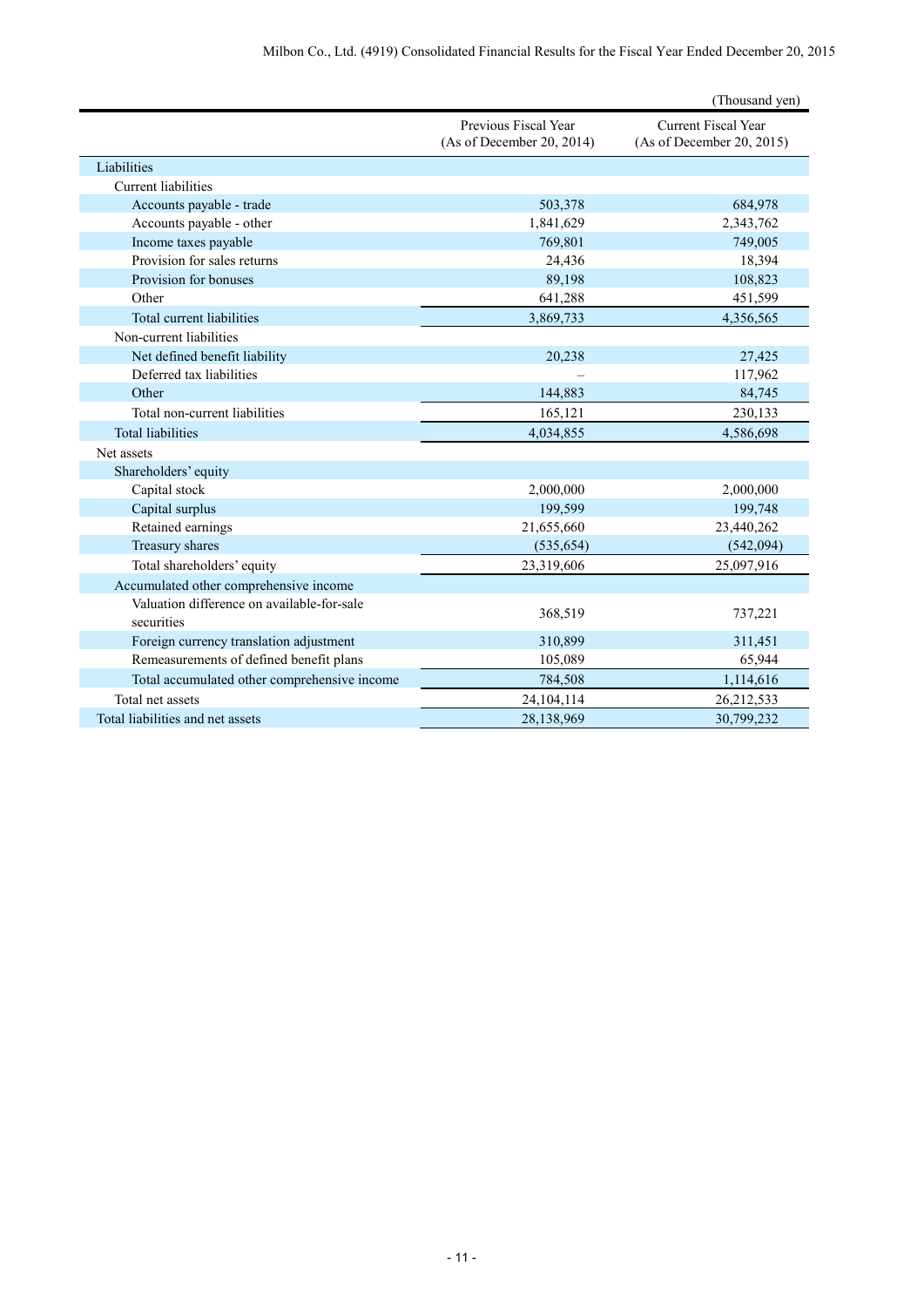(Thousand yen)

| | Previous Fiscal Year (As of December 20, 2014) | Current Fiscal Year (As of December 20, 2015) |
|---|---|---|
| Liabilities | | |
| Current liabilities | | |
| Accounts payable - trade | 503,378 | 684,978 |
| Accounts payable - other | 1,841,629 | 2,343,762 |
| Income taxes payable | 769,801 | 749,005 |
| Provision for sales returns | 24,436 | 18,394 |
| Provision for bonuses | 89,198 | 108,823 |
| Other | 641,288 | 451,599 |
| Total current liabilities | 3,869,733 | 4,356,565 |
| Non-current liabilities | | |
| Net defined benefit liability | 20,238 | 27,425 |
| Deferred tax liabilities | – | 117,962 |
| Other | 144,883 | 84,745 |
| Total non-current liabilities | 165,121 | 230,133 |
| Total liabilities | 4,034,855 | 4,586,698 |
| Net assets | | |
| Shareholders' equity | | |
| Capital stock | 2,000,000 | 2,000,000 |
| Capital surplus | 199,599 | 199,748 |
| Retained earnings | 21,655,660 | 23,440,262 |
| Treasury shares | (535,654) | (542,094) |
| Total shareholders' equity | 23,319,606 | 25,097,916 |
| Accumulated other comprehensive income | | |
| Valuation difference on available-for-sale securities | 368,519 | 737,221 |
| Foreign currency translation adjustment | 310,899 | 311,451 |
| Remeasurements of defined benefit plans | 105,089 | 65,944 |
| Total accumulated other comprehensive income | 784,508 | 1,114,616 |
| Total net assets | 24,104,114 | 26,212,533 |
| Total liabilities and net assets | 28,138,969 | 30,799,232 |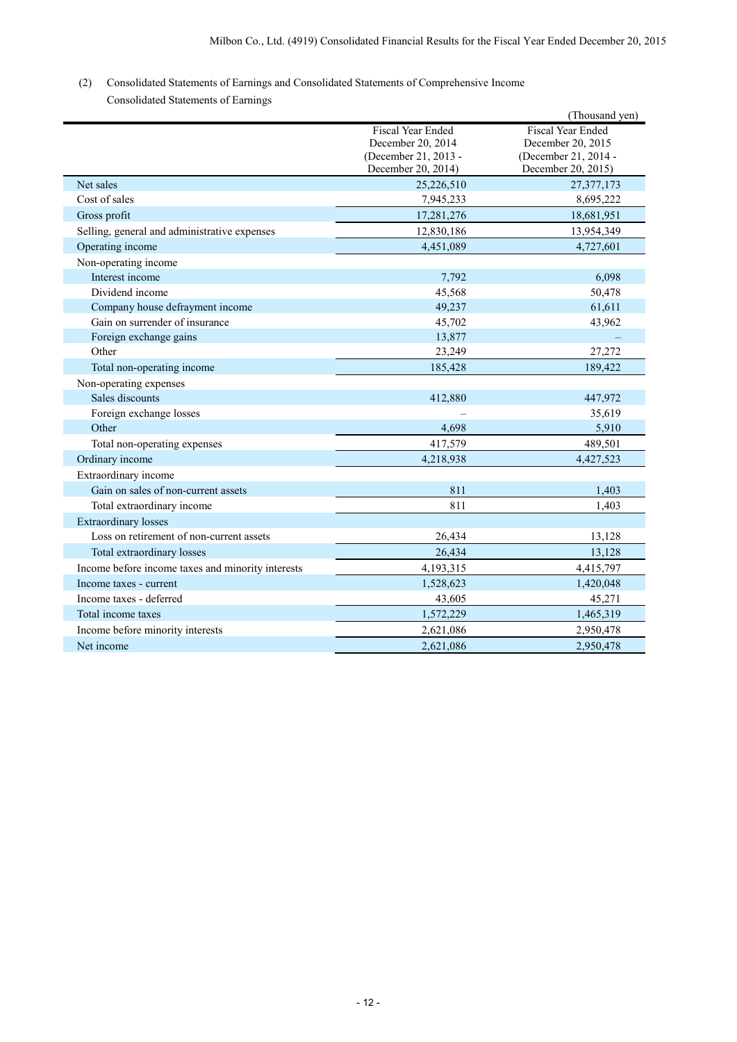(2) Consolidated Statements of Earnings and Consolidated Statements of Comprehensive Income

Consolidated Statements of Earnings

(Thousand yen)

| | Fiscal Year Ended December 20, 2014 (December 21, 2013 - December 20, 2014) | Fiscal Year Ended December 20, 2015 (December 21, 2014 - December 20, 2015) |
|---|---|---|
| Net sales | 25,226,510 | 27,377,173 |
| Cost of sales | 7,945,233 | 8,695,222 |
| Gross profit | 17,281,276 | 18,681,951 |
| Selling, general and administrative expenses | 12,830,186 | 13,954,349 |
| Operating income | 4,451,089 | 4,727,601 |
| Non-operating income | | |
| Interest income | 7,792 | 6,098 |
| Dividend income | 45,568 | 50,478 |
| Company house defrayment income | 49,237 | 61,611 |
| Gain on surrender of insurance | 45,702 | 43,962 |
| Foreign exchange gains | 13,877 | – |
| Other | 23,249 | 27,272 |
| Total non-operating income | 185,428 | 189,422 |
| Non-operating expenses | | |
| Sales discounts | 412,880 | 447,972 |
| Foreign exchange losses | – | 35,619 |
| Other | 4,698 | 5,910 |
| Total non-operating expenses | 417,579 | 489,501 |
| Ordinary income | 4,218,938 | 4,427,523 |
| Extraordinary income | | |
| Gain on sales of non-current assets | 811 | 1,403 |
| Total extraordinary income | 811 | 1,403 |
| Extraordinary losses | | |
| Loss on retirement of non-current assets | 26,434 | 13,128 |
| Total extraordinary losses | 26,434 | 13,128 |
| Income before income taxes and minority interests | 4,193,315 | 4,415,797 |
| Income taxes - current | 1,528,623 | 1,420,048 |
| Income taxes - deferred | 43,605 | 45,271 |
| Total income taxes | 1,572,229 | 1,465,319 |
| Income before minority interests | 2,621,086 | 2,950,478 |
| Net income | 2,621,086 | 2,950,478 |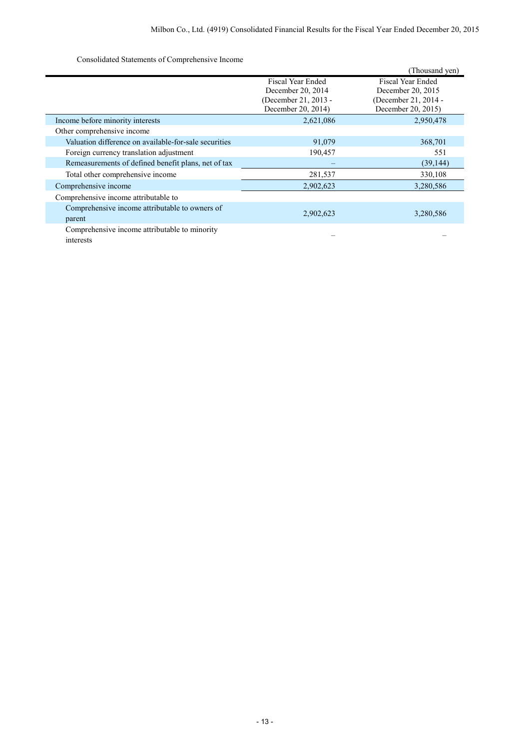Consolidated Statements of Comprehensive Income

(Thousand yen)

| | Fiscal Year Ended December 20, 2014 (December 21, 2013 - December 20, 2014) | Fiscal Year Ended December 20, 2015 (December 21, 2014 - December 20, 2015) |
|---|---|---|
| Income before minority interests | 2,621,086 | 2,950,478 |
| Other comprehensive income | | |
| Valuation difference on available-for-sale securities | 91,079 | 368,701 |
| Foreign currency translation adjustment | 190,457 | 551 |
| Remeasurements of defined benefit plans, net of tax | – | (39,144) |
| Total other comprehensive income | 281,537 | 330,108 |
| Comprehensive income | 2,902,623 | 3,280,586 |
| Comprehensive income attributable to | | |
| Comprehensive income attributable to owners of parent | 2,902,623 | 3,280,586 |
| Comprehensive income attributable to minority interests | – | – |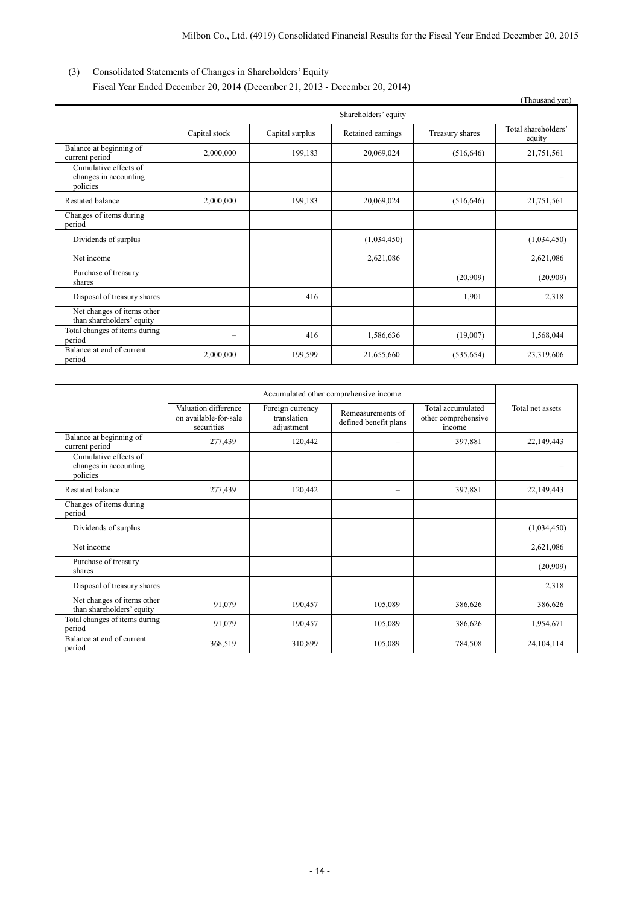(3) Consolidated Statements of Changes in Shareholders' Equity

Fiscal Year Ended December 20, 2014 (December 21, 2013 - December 20, 2014)

(Thousand yen)

| | Shareholders' equity | | | | |
|---|---|---|---|---|---|
| | Capital stock | Capital surplus | Retained earnings | Treasury shares | Total shareholders' equity |
| Balance at beginning of current period | 2,000,000 | 199,183 | 20,069,024 | (516,646) | 21,751,561 |
| Cumulative effects of changes in accounting policies | | | | | – |
| Restated balance | 2,000,000 | 199,183 | 20,069,024 | (516,646) | 21,751,561 |
| Changes of items during period | | | | | |
| Dividends of surplus | | | (1,034,450) | | (1,034,450) |
| Net income | | | 2,621,086 | | 2,621,086 |
| Purchase of treasury shares | | | | (20,909) | (20,909) |
| Disposal of treasury shares | | 416 | | 1,901 | 2,318 |
| Net changes of items other than shareholders' equity | | | | | |
| Total changes of items during period | – | 416 | 1,586,636 | (19,007) | 1,568,044 |
| Balance at end of current period | 2,000,000 | 199,599 | 21,655,660 | (535,654) | 23,319,606 |

| | Accumulated other comprehensive income | | | | Total net assets |
|---|---|---|---|---|---|
| | Valuation difference on available-for-sale securities | Foreign currency translation adjustment | Remeasurements of defined benefit plans | Total accumulated other comprehensive income | |
| Balance at beginning of current period | 277,439 | 120,442 | – | 397,881 | 22,149,443 |
| Cumulative effects of changes in accounting policies | | | | | – |
| Restated balance | 277,439 | 120,442 | – | 397,881 | 22,149,443 |
| Changes of items during period | | | | | |
| Dividends of surplus | | | | | (1,034,450) |
| Net income | | | | | 2,621,086 |
| Purchase of treasury shares | | | | | (20,909) |
| Disposal of treasury shares | | | | | 2,318 |
| Net changes of items other than shareholders' equity | 91,079 | 190,457 | 105,089 | 386,626 | 386,626 |
| Total changes of items during period | 91,079 | 190,457 | 105,089 | 386,626 | 1,954,671 |
| Balance at end of current period | 368,519 | 310,899 | 105,089 | 784,508 | 24,104,114 |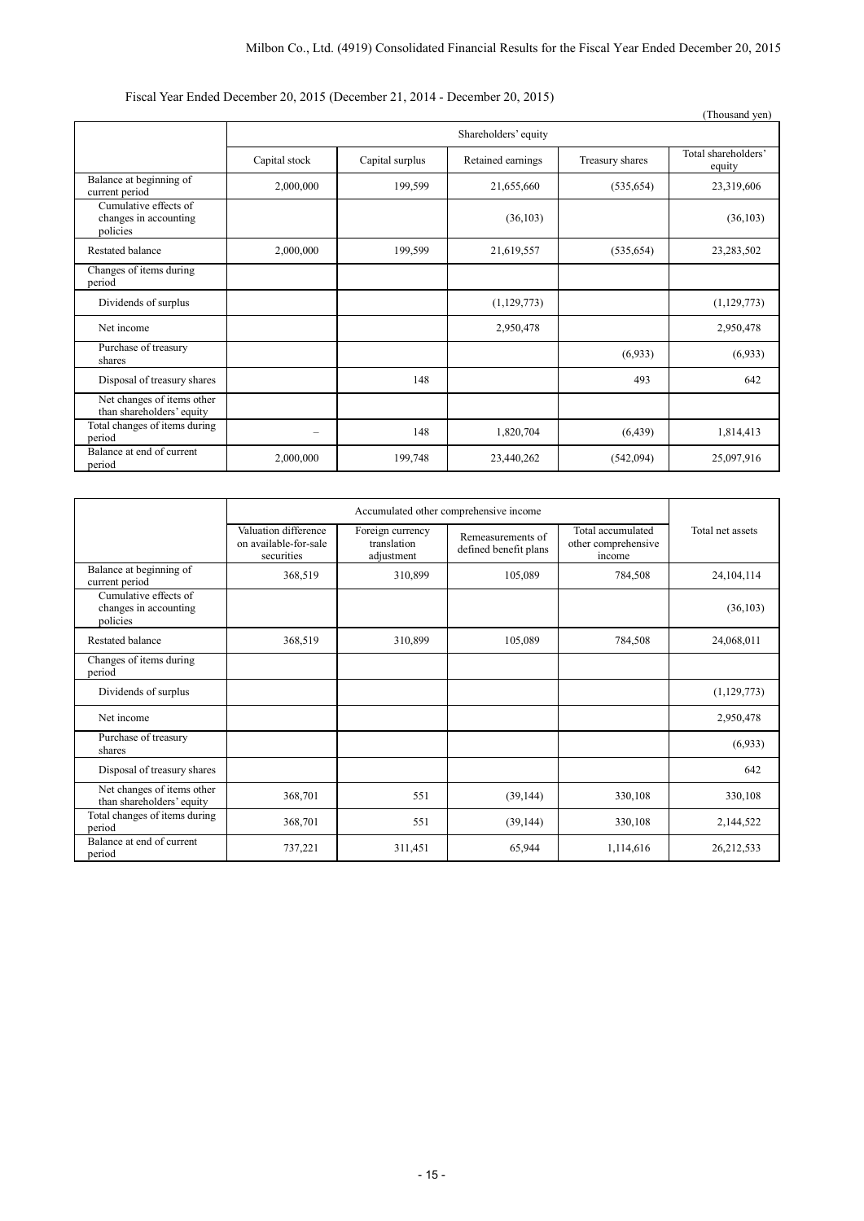Fiscal Year Ended December 20, 2015 (December 21, 2014 - December 20, 2015)

(Thousand yen)

| | Shareholders' equity | | | | |
|---|---|---|---|---|---|
| | Capital stock | Capital surplus | Retained earnings | Treasury shares | Total shareholders' equity |
| Balance at beginning of current period | 2,000,000 | 199,599 | 21,655,660 | (535,654) | 23,319,606 |
| Cumulative effects of changes in accounting policies | | | (36,103) | | (36,103) |
| Restated balance | 2,000,000 | 199,599 | 21,619,557 | (535,654) | 23,283,502 |
| Changes of items during period | | | | | |
| Dividends of surplus | | | (1,129,773) | | (1,129,773) |
| Net income | | | 2,950,478 | | 2,950,478 |
| Purchase of treasury shares | | | | (6,933) | (6,933) |
| Disposal of treasury shares | | 148 | | 493 | 642 |
| Net changes of items other than shareholders' equity | | | | | |
| Total changes of items during period | – | 148 | 1,820,704 | (6,439) | 1,814,413 |
| Balance at end of current period | 2,000,000 | 199,748 | 23,440,262 | (542,094) | 25,097,916 |

| | Accumulated other comprehensive income | | | | Total net assets |
|---|---|---|---|---|---|
| | Valuation difference on available-for-sale securities | Foreign currency translation adjustment | Remeasurements of defined benefit plans | Total accumulated other comprehensive income | |
| Balance at beginning of current period | 368,519 | 310,899 | 105,089 | 784,508 | 24,104,114 |
| Cumulative effects of changes in accounting policies | | | | | (36,103) |
| Restated balance | 368,519 | 310,899 | 105,089 | 784,508 | 24,068,011 |
| Changes of items during period | | | | | |
| Dividends of surplus | | | | | (1,129,773) |
| Net income | | | | | 2,950,478 |
| Purchase of treasury shares | | | | | (6,933) |
| Disposal of treasury shares | | | | | 642 |
| Net changes of items other than shareholders' equity | 368,701 | 551 | (39,144) | 330,108 | 330,108 |
| Total changes of items during period | 368,701 | 551 | (39,144) | 330,108 | 2,144,522 |
| Balance at end of current period | 737,221 | 311,451 | 65,944 | 1,114,616 | 26,212,533 |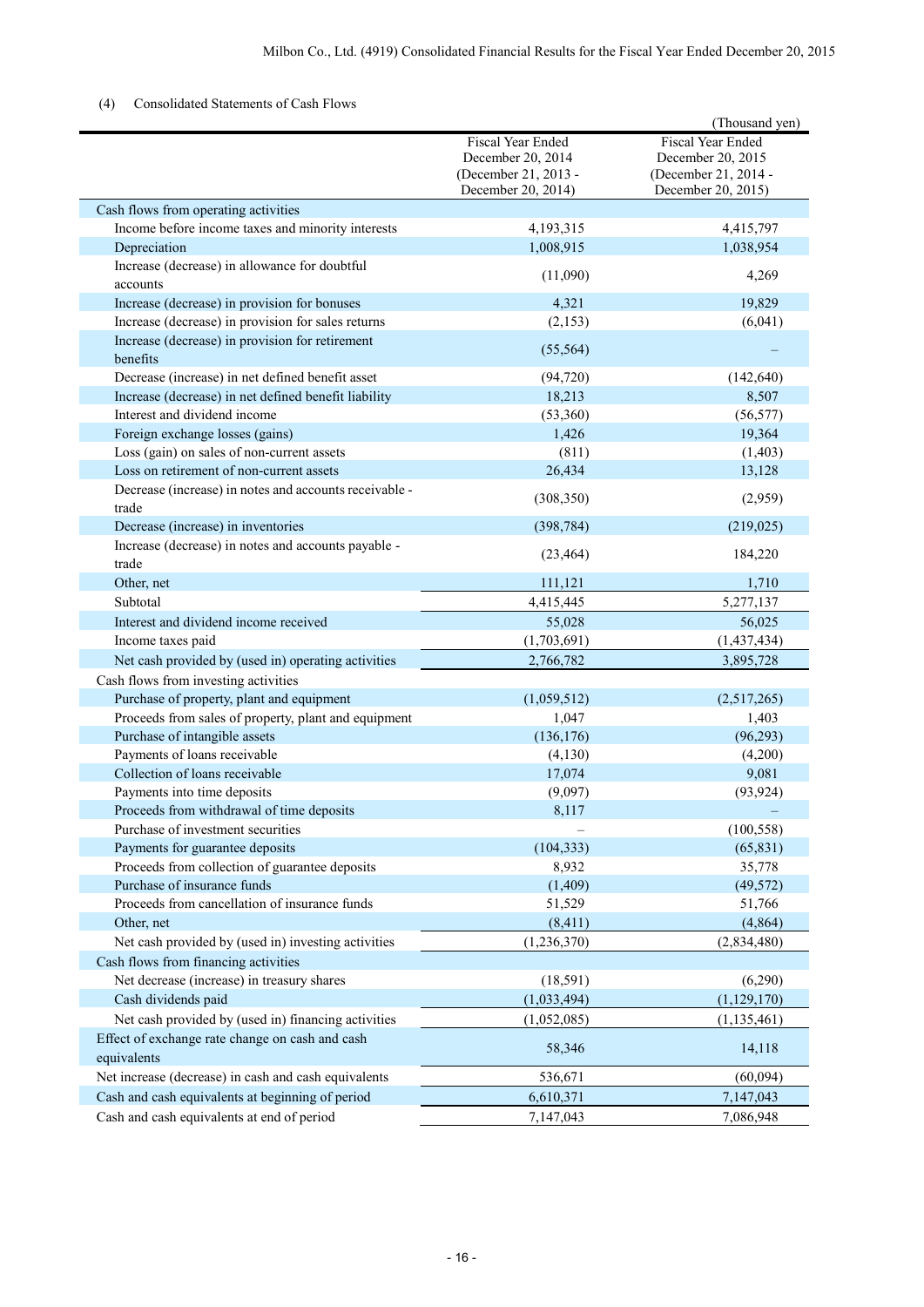(4) Consolidated Statements of Cash Flows

(Thousand yen)

| | Fiscal Year Ended December 20, 2014 (December 21, 2013 - December 20, 2014) | Fiscal Year Ended December 20, 2015 (December 21, 2014 - December 20, 2015) |
|---|---|---|
| Cash flows from operating activities | | |
| Income before income taxes and minority interests | 4,193,315 | 4,415,797 |
| Depreciation | 1,008,915 | 1,038,954 |
| Increase (decrease) in allowance for doubtful accounts | (11,090) | 4,269 |
| Increase (decrease) in provision for bonuses | 4,321 | 19,829 |
| Increase (decrease) in provision for sales returns | (2,153) | (6,041) |
| Increase (decrease) in provision for retirement benefits | (55,564) | – |
| Decrease (increase) in net defined benefit asset | (94,720) | (142,640) |
| Increase (decrease) in net defined benefit liability | 18,213 | 8,507 |
| Interest and dividend income | (53,360) | (56,577) |
| Foreign exchange losses (gains) | 1,426 | 19,364 |
| Loss (gain) on sales of non-current assets | (811) | (1,403) |
| Loss on retirement of non-current assets | 26,434 | 13,128 |
| Decrease (increase) in notes and accounts receivable - trade | (308,350) | (2,959) |
| Decrease (increase) in inventories | (398,784) | (219,025) |
| Increase (decrease) in notes and accounts payable - trade | (23,464) | 184,220 |
| Other, net | 111,121 | 1,710 |
| Subtotal | 4,415,445 | 5,277,137 |
| Interest and dividend income received | 55,028 | 56,025 |
| Income taxes paid | (1,703,691) | (1,437,434) |
| Net cash provided by (used in) operating activities | 2,766,782 | 3,895,728 |
| Cash flows from investing activities | | |
| Purchase of property, plant and equipment | (1,059,512) | (2,517,265) |
| Proceeds from sales of property, plant and equipment | 1,047 | 1,403 |
| Purchase of intangible assets | (136,176) | (96,293) |
| Payments of loans receivable | (4,130) | (4,200) |
| Collection of loans receivable | 17,074 | 9,081 |
| Payments into time deposits | (9,097) | (93,924) |
| Proceeds from withdrawal of time deposits | 8,117 | – |
| Purchase of investment securities | – | (100,558) |
| Payments for guarantee deposits | (104,333) | (65,831) |
| Proceeds from collection of guarantee deposits | 8,932 | 35,778 |
| Purchase of insurance funds | (1,409) | (49,572) |
| Proceeds from cancellation of insurance funds | 51,529 | 51,766 |
| Other, net | (8,411) | (4,864) |
| Net cash provided by (used in) investing activities | (1,236,370) | (2,834,480) |
| Cash flows from financing activities | | |
| Net decrease (increase) in treasury shares | (18,591) | (6,290) |
| Cash dividends paid | (1,033,494) | (1,129,170) |
| Net cash provided by (used in) financing activities | (1,052,085) | (1,135,461) |
| Effect of exchange rate change on cash and cash equivalents | 58,346 | 14,118 |
| Net increase (decrease) in cash and cash equivalents | 536,671 | (60,094) |
| Cash and cash equivalents at beginning of period | 6,610,371 | 7,147,043 |
| Cash and cash equivalents at end of period | 7,147,043 | 7,086,948 |